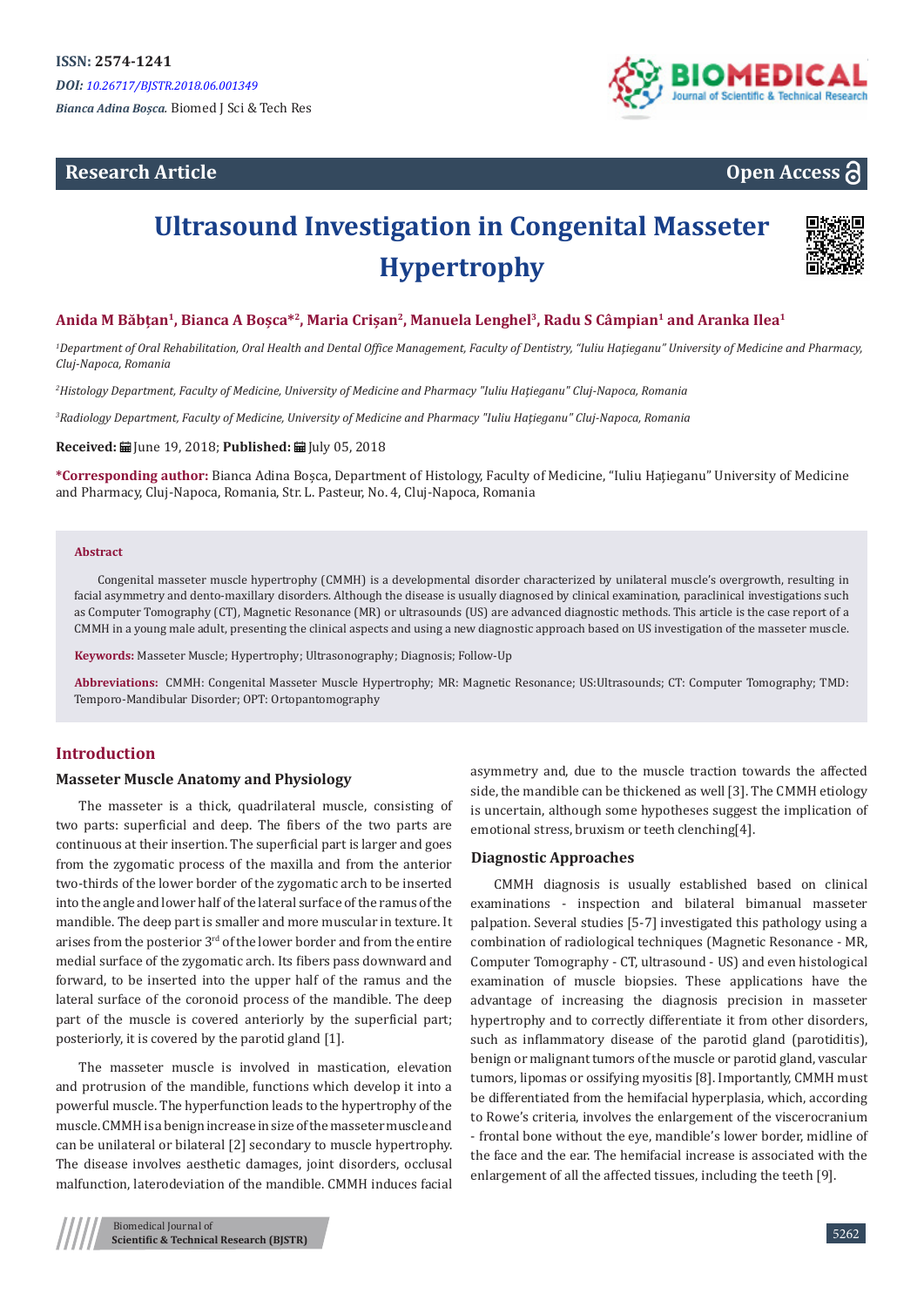ISSN: 2574-1241

*DOI: 10.26717/BJSTR.2018.06.001349*

*Bianca Adina Boşca.* Biomed J Sci & Tech Res

**Research Article** **Open Access**

# Ultrasound Investigation in Congenital Masseter Hypertrophy

**Anida M Băbțan[1], Bianca A Boşca*[2], Maria Crişan[2], Manuela Lenghel[3], Radu S Câmpian[1] and Aranka Ilea[1]**

*[1]Department of Oral Rehabilitation, Oral Health and Dental Office Management, Faculty of Dentistry, "Iuliu Haţieganu" University of Medicine and Pharmacy, Cluj-Napoca, Romania*

*[2]Histology Department, Faculty of Medicine, University of Medicine and Pharmacy "Iuliu Haţieganu" Cluj-Napoca, Romania*

*[3]Radiology Department, Faculty of Medicine, University of Medicine and Pharmacy "Iuliu Haţieganu" Cluj-Napoca, Romania*

**Received:** June 19, 2018; **Published:** July 05, 2018

**\*Corresponding author:** Bianca Adina Boşca, Department of Histology, Faculty of Medicine, "Iuliu Haţieganu" University of Medicine and Pharmacy, Cluj-Napoca, Romania, Str. L. Pasteur, No. 4, Cluj-Napoca, Romania

## Abstract

Congenital masseter muscle hypertrophy (CMMH) is a developmental disorder characterized by unilateral muscle's overgrowth, resulting in facial asymmetry and dento-maxillary disorders. Although the disease is usually diagnosed by clinical examination, paraclinical investigations such as Computer Tomography (CT), Magnetic Resonance (MR) or ultrasounds (US) are advanced diagnostic methods. This article is the case report of a CMMH in a young male adult, presenting the clinical aspects and using a new diagnostic approach based on US investigation of the masseter muscle.

**Keywords:** Masseter Muscle; Hypertrophy; Ultrasonography; Diagnosis; Follow-Up

**Abbreviations:** CMMH: Congenital Masseter Muscle Hypertrophy; MR: Magnetic Resonance; US:Ultrasounds; CT: Computer Tomography; TMD: Temporo-Mandibular Disorder; OPT: Ortopantomography

## Introduction

### Masseter Muscle Anatomy and Physiology

The masseter is a thick, quadrilateral muscle, consisting of two parts: superficial and deep. The fibers of the two parts are continuous at their insertion. The superficial part is larger and goes from the zygomatic process of the maxilla and from the anterior two-thirds of the lower border of the zygomatic arch to be inserted into the angle and lower half of the lateral surface of the ramus of the mandible. The deep part is smaller and more muscular in texture. It arises from the posterior 3rd of the lower border and from the entire medial surface of the zygomatic arch. Its fibers pass downward and forward, to be inserted into the upper half of the ramus and the lateral surface of the coronoid process of the mandible. The deep part of the muscle is covered anteriorly by the superficial part; posteriorly, it is covered by the parotid gland [1].

The masseter muscle is involved in mastication, elevation and protrusion of the mandible, functions which develop it into a powerful muscle. The hyperfunction leads to the hypertrophy of the muscle. CMMH is a benign increase in size of the masseter muscle and can be unilateral or bilateral [2] secondary to muscle hypertrophy. The disease involves aesthetic damages, joint disorders, occlusal malfunction, laterodeviation of the mandible. CMMH induces facial asymmetry and, due to the muscle traction towards the affected side, the mandible can be thickened as well [3]. The CMMH etiology is uncertain, although some hypotheses suggest the implication of emotional stress, bruxism or teeth clenching[4].

### Diagnostic Approaches

CMMH diagnosis is usually established based on clinical examinations - inspection and bilateral bimanual masseter palpation. Several studies [5-7] investigated this pathology using a combination of radiological techniques (Magnetic Resonance - MR, Computer Tomography - CT, ultrasound - US) and even histological examination of muscle biopsies. These applications have the advantage of increasing the diagnosis precision in masseter hypertrophy and to correctly differentiate it from other disorders, such as inflammatory disease of the parotid gland (parotiditis), benign or malignant tumors of the muscle or parotid gland, vascular tumors, lipomas or ossifying myositis [8]. Importantly, CMMH must be differentiated from the hemifacial hyperplasia, which, according to Rowe's criteria, involves the enlargement of the viscerocranium - frontal bone without the eye, mandible's lower border, midline of the face and the ear. The hemifacial increase is associated with the enlargement of all the affected tissues, including the teeth [9].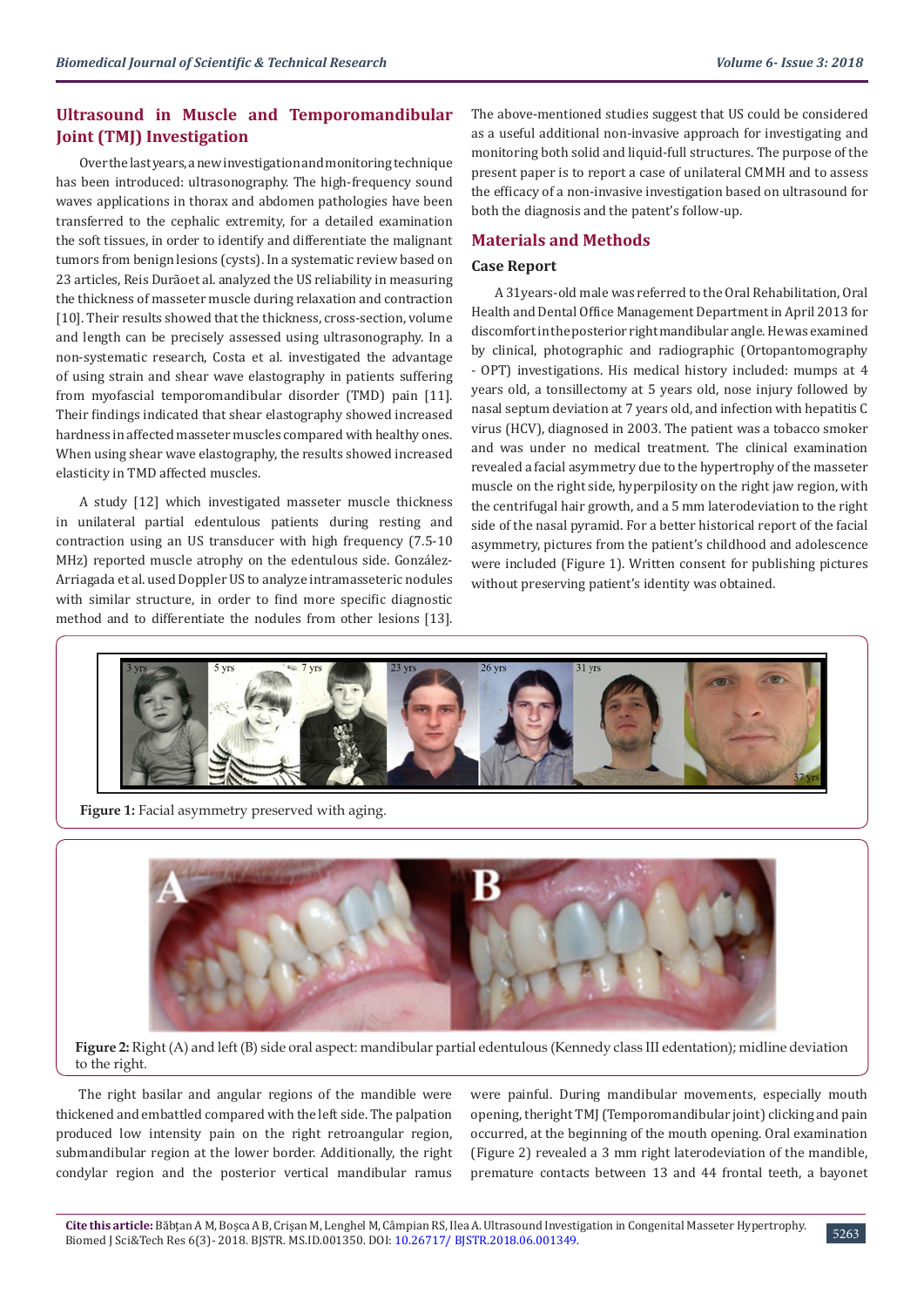## Ultrasound in Muscle and Temporomandibular Joint (TMJ) Investigation

Over the last years, a new investigation and monitoring technique has been introduced: ultrasonography. The high-frequency sound waves applications in thorax and abdomen pathologies have been transferred to the cephalic extremity, for a detailed examination the soft tissues, in order to identify and differentiate the malignant tumors from benign lesions (cysts). In a systematic review based on 23 articles, Reis Durãoet al. analyzed the US reliability in measuring the thickness of masseter muscle during relaxation and contraction [10]. Their results showed that the thickness, cross-section, volume and length can be precisely assessed using ultrasonography. In a non-systematic research, Costa et al. investigated the advantage of using strain and shear wave elastography in patients suffering from myofascial temporomandibular disorder (TMD) pain [11]. Their findings indicated that shear elastography showed increased hardness in affected masseter muscles compared with healthy ones. When using shear wave elastography, the results showed increased elasticity in TMD affected muscles.

A study [12] which investigated masseter muscle thickness in unilateral partial edentulous patients during resting and contraction using an US transducer with high frequency (7.5-10 MHz) reported muscle atrophy on the edentulous side. González-Arriagada et al. used Doppler US to analyze intramasseteric nodules with similar structure, in order to find more specific diagnostic method and to differentiate the nodules from other lesions [13]. The above-mentioned studies suggest that US could be considered as a useful additional non-invasive approach for investigating and monitoring both solid and liquid-full structures. The purpose of the present paper is to report a case of unilateral CMMH and to assess the efficacy of a non-invasive investigation based on ultrasound for both the diagnosis and the patent's follow-up.

## Materials and Methods

### Case Report

A 31years-old male was referred to the Oral Rehabilitation, Oral Health and Dental Office Management Department in April 2013 for discomfort in the posterior right mandibular angle. He was examined by clinical, photographic and radiographic (Ortopantomography - OPT) investigations. His medical history included: mumps at 4 years old, a tonsillectomy at 5 years old, nose injury followed by nasal septum deviation at 7 years old, and infection with hepatitis C virus (HCV), diagnosed in 2003. The patient was a tobacco smoker and was under no medical treatment. The clinical examination revealed a facial asymmetry due to the hypertrophy of the masseter muscle on the right side, hyperpilosity on the right jaw region, with the centrifugal hair growth, and a 5 mm laterodeviation to the right side of the nasal pyramid. For a better historical report of the facial asymmetry, pictures from the patient's childhood and adolescence were included (Figure 1). Written consent for publishing pictures without preserving patient's identity was obtained.

**Figure 1:** Facial asymmetry preserved with aging.

**Figure 2:** Right (A) and left (B) side oral aspect: mandibular partial edentulous (Kennedy class III edentation); midline deviation to the right.

The right basilar and angular regions of the mandible were thickened and embattled compared with the left side. The palpation produced low intensity pain on the right retroangular region, submandibular region at the lower border. Additionally, the right condylar region and the posterior vertical mandibular ramus were painful. During mandibular movements, especially mouth opening, the right TMJ (Temporomandibular joint) clicking and pain occurred, at the beginning of the mouth opening. Oral examination (Figure 2) revealed a 3 mm right laterodeviation of the mandible, premature contacts between 13 and 44 frontal teeth, a bayonet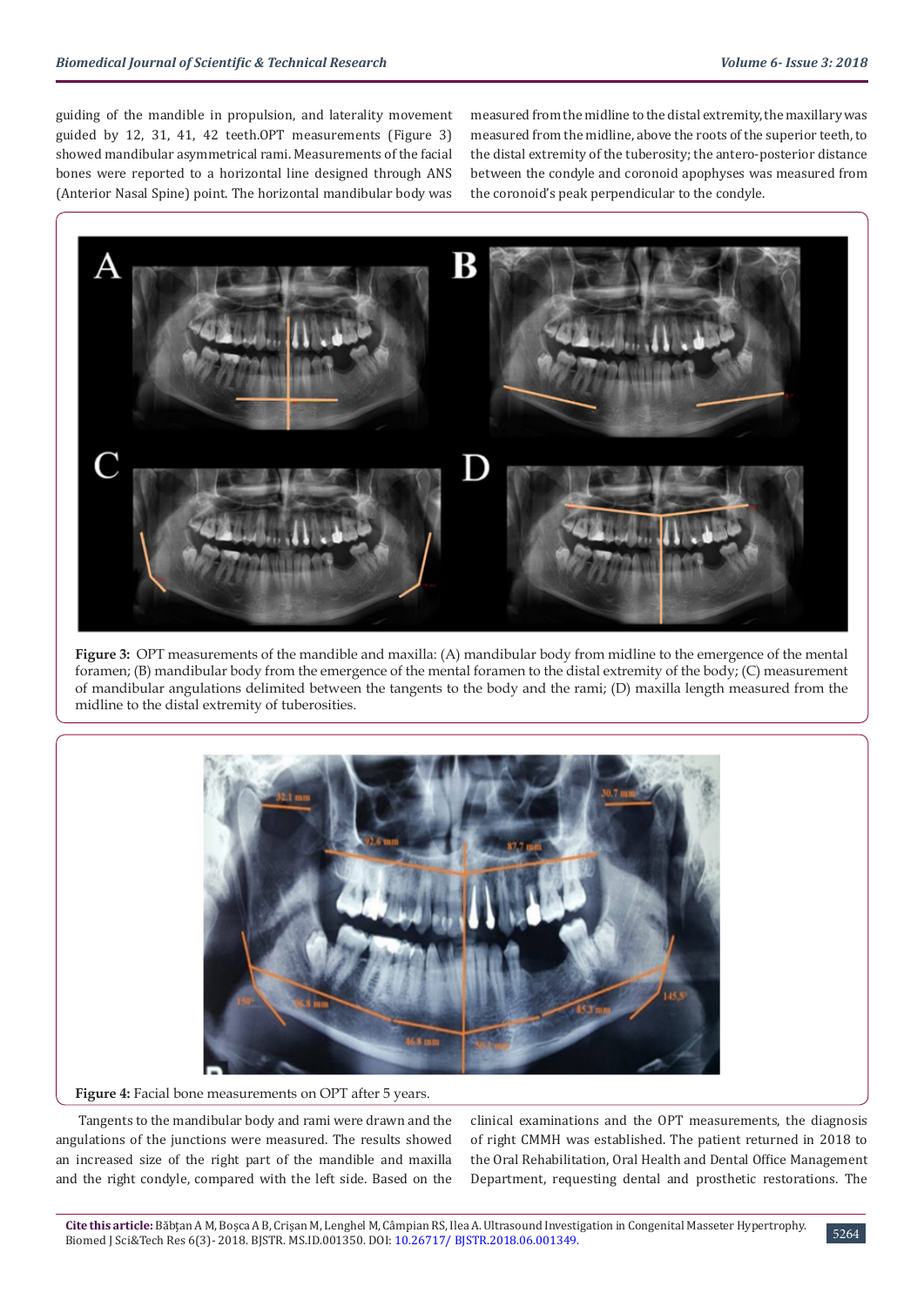guiding of the mandible in propulsion, and laterality movement guided by 12, 31, 41, 42 teeth.OPT measurements (Figure 3) showed mandibular asymmetrical rami. Measurements of the facial bones were reported to a horizontal line designed through ANS (Anterior Nasal Spine) point. The horizontal mandibular body was measured from the midline to the distal extremity, the maxillary was measured from the midline, above the roots of the superior teeth, to the distal extremity of the tuberosity; the antero-posterior distance between the condyle and coronoid apophyses was measured from the coronoid's peak perpendicular to the condyle.

**Figure 3:** OPT measurements of the mandible and maxilla: (A) mandibular body from midline to the emergence of the mental foramen; (B) mandibular body from the emergence of the mental foramen to the distal extremity of the body; (C) measurement of mandibular angulations delimited between the tangents to the body and the rami; (D) maxilla length measured from the midline to the distal extremity of tuberosities.

**Figure 4:** Facial bone measurements on OPT after 5 years.

Tangents to the mandibular body and rami were drawn and the angulations of the junctions were measured. The results showed an increased size of the right part of the mandible and maxilla and the right condyle, compared with the left side. Based on the clinical examinations and the OPT measurements, the diagnosis of right CMMH was established. The patient returned in 2018 to the Oral Rehabilitation, Oral Health and Dental Office Management Department, requesting dental and prosthetic restorations. The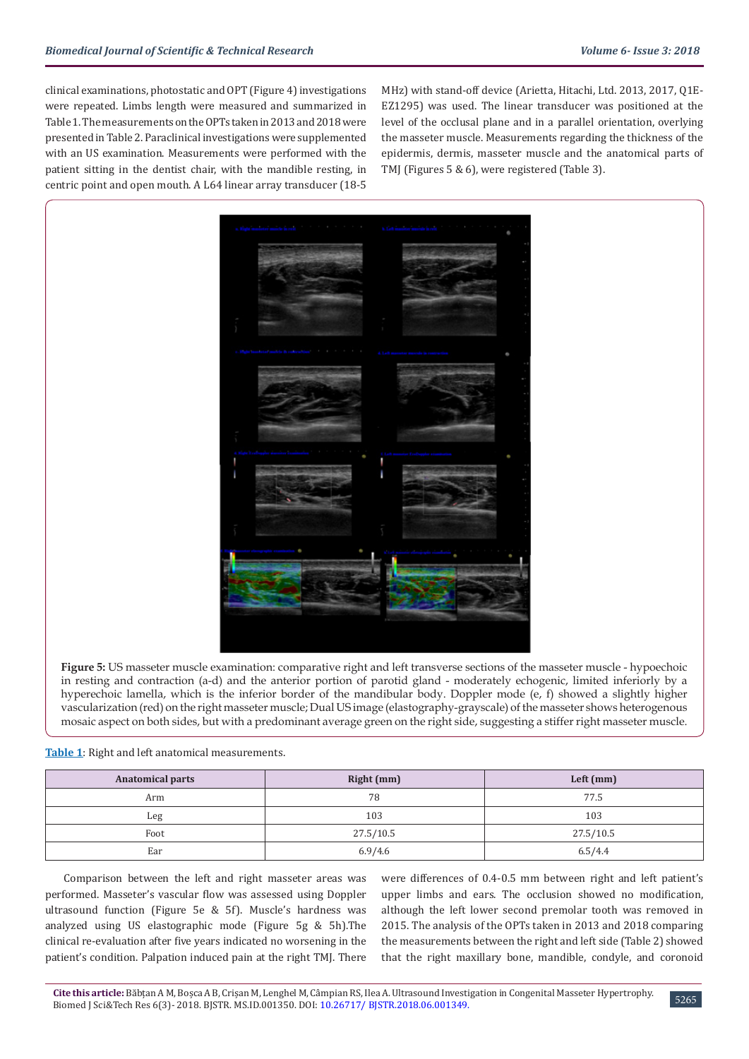clinical examinations, photostatic and OPT (Figure 4) investigations were repeated. Limbs length were measured and summarized in Table 1. The measurements on the OPTs taken in 2013 and 2018 were presented in Table 2. Paraclinical investigations were supplemented with an US examination. Measurements were performed with the patient sitting in the dentist chair, with the mandible resting, in centric point and open mouth. A L64 linear array transducer (18-5 MHz) with stand-off device (Arietta, Hitachi, Ltd. 2013, 2017, Q1E-EZ1295) was used. The linear transducer was positioned at the level of the occlusal plane and in a parallel orientation, overlying the masseter muscle. Measurements regarding the thickness of the epidermis, dermis, masseter muscle and the anatomical parts of TMJ (Figures 5 & 6), were registered (Table 3).

**Figure 5:** US masseter muscle examination: comparative right and left transverse sections of the masseter muscle - hypoechoic in resting and contraction (a-d) and the anterior portion of parotid gland - moderately echogenic, limited inferiorly by a hyperechoic lamella, which is the inferior border of the mandibular body. Doppler mode (e, f) showed a slightly higher vascularization (red) on the right masseter muscle; Dual US image (elastography-grayscale) of the masseter shows heterogenous mosaic aspect on both sides, but with a predominant average green on the right side, suggesting a stiffer right masseter muscle.

**Table 1**: Right and left anatomical measurements.

| Anatomical parts | Right (mm) | Left (mm) |
|---|---|---|
| Arm | 78 | 77.5 |
| Leg | 103 | 103 |
| Foot | 27.5/10.5 | 27.5/10.5 |
| Ear | 6.9/4.6 | 6.5/4.4 |

Comparison between the left and right masseter areas was performed. Masseter's vascular flow was assessed using Doppler ultrasound function (Figure 5e & 5f). Muscle's hardness was analyzed using US elastographic mode (Figure 5g & 5h).The clinical re-evaluation after five years indicated no worsening in the patient's condition. Palpation induced pain at the right TMJ. There were differences of 0.4-0.5 mm between right and left patient's upper limbs and ears. The occlusion showed no modification, although the left lower second premolar tooth was removed in 2015. The analysis of the OPTs taken in 2013 and 2018 comparing the measurements between the right and left side (Table 2) showed that the right maxillary bone, mandible, condyle, and coronoid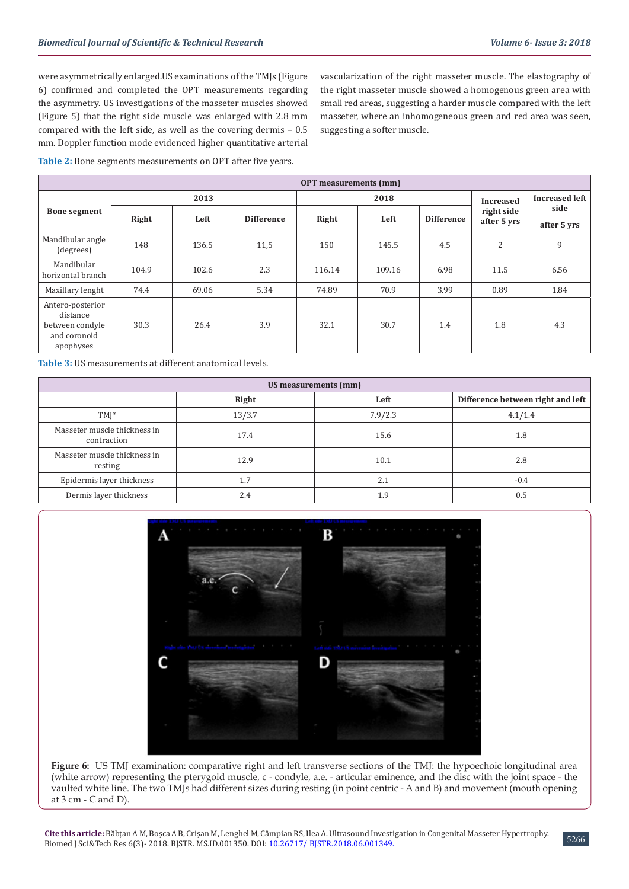were asymmetrically enlarged.US examinations of the TMJs (Figure 6) confirmed and completed the OPT measurements regarding the asymmetry. US investigations of the masseter muscles showed (Figure 5) that the right side muscle was enlarged with 2.8 mm compared with the left side, as well as the covering dermis – 0.5 mm. Doppler function mode evidenced higher quantitative arterial vascularization of the right masseter muscle. The elastography of the right masseter muscle showed a homogenous green area with small red areas, suggesting a harder muscle compared with the left masseter, where an inhomogeneous green and red area was seen, suggesting a softer muscle.

**Table 2:** Bone segments measurements on OPT after five years.

| Bone segment | OPT measurements (mm) | | | | | | | |
|---|---|---|---|---|---|---|---|---|
| | 2013 | | | 2018 | | | Increased right side after 5 yrs | Increased left side after 5 yrs |
| | Right | Left | Difference | Right | Left | Difference | | |
| Mandibular angle (degrees) | 148 | 136.5 | 11,5 | 150 | 145.5 | 4.5 | 2 | 9 |
| Mandibular horizontal branch | 104.9 | 102.6 | 2.3 | 116.14 | 109.16 | 6.98 | 11.5 | 6.56 |
| Maxillary lenght | 74.4 | 69.06 | 5.34 | 74.89 | 70.9 | 3.99 | 0.89 | 1.84 |
| Antero-posterior distance between condyle and coronoid apophyses | 30.3 | 26.4 | 3.9 | 32.1 | 30.7 | 1.4 | 1.8 | 4.3 |

**Table 3:** US measurements at different anatomical levels.

| US measurements (mm) | | | |
|---|---|---|---|
| | Right | Left | Difference between right and left |
| TMJ* | 13/3.7 | 7.9/2.3 | 4.1/1.4 |
| Masseter muscle thickness in contraction | 17.4 | 15.6 | 1.8 |
| Masseter muscle thickness in resting | 12.9 | 10.1 | 2.8 |
| Epidermis layer thickness | 1.7 | 2.1 | -0.4 |
| Dermis layer thickness | 2.4 | 1.9 | 0.5 |

**Figure 6:** US TMJ examination: comparative right and left transverse sections of the TMJ: the hypoechoic longitudinal area (white arrow) representing the pterygoid muscle, c - condyle, a.e. - articular eminence, and the disc with the joint space - the vaulted white line. The two TMJs had different sizes during resting (in point centric - A and B) and movement (mouth opening at 3 cm - C and D).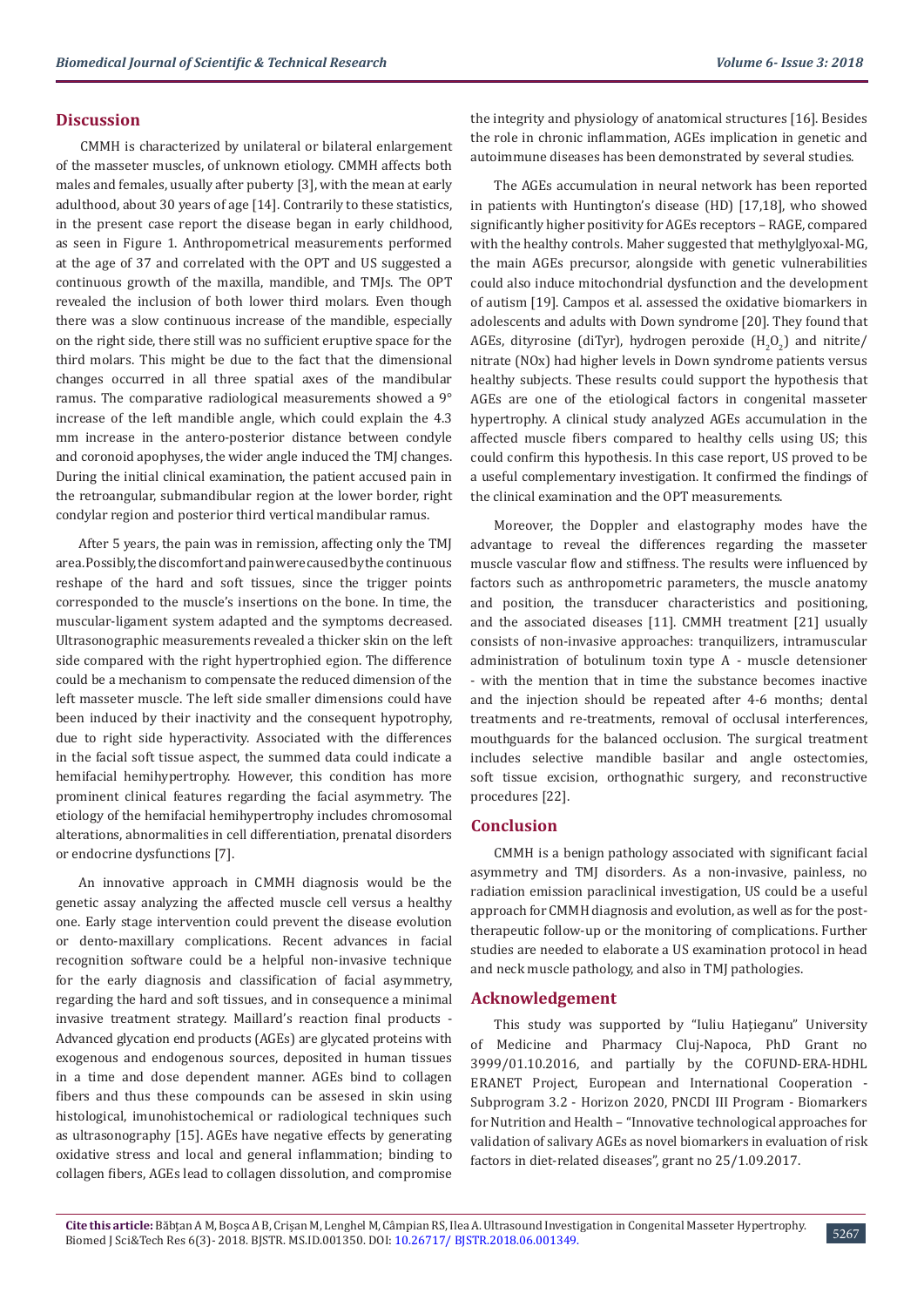## Discussion

CMMH is characterized by unilateral or bilateral enlargement of the masseter muscles, of unknown etiology. CMMH affects both males and females, usually after puberty [3], with the mean at early adulthood, about 30 years of age [14]. Contrarily to these statistics, in the present case report the disease began in early childhood, as seen in Figure 1. Anthropometrical measurements performed at the age of 37 and correlated with the OPT and US suggested a continuous growth of the maxilla, mandible, and TMJs. The OPT revealed the inclusion of both lower third molars. Even though there was a slow continuous increase of the mandible, especially on the right side, there still was no sufficient eruptive space for the third molars. This might be due to the fact that the dimensional changes occurred in all three spatial axes of the mandibular ramus. The comparative radiological measurements showed a 9° increase of the left mandible angle, which could explain the 4.3 mm increase in the antero-posterior distance between condyle and coronoid apophyses, the wider angle induced the TMJ changes. During the initial clinical examination, the patient accused pain in the retroangular, submandibular region at the lower border, right condylar region and posterior third vertical mandibular ramus.

After 5 years, the pain was in remission, affecting only the TMJ area. Possibly, the discomfort and pain were caused by the continuous reshape of the hard and soft tissues, since the trigger points corresponded to the muscle's insertions on the bone. In time, the muscular-ligament system adapted and the symptoms decreased. Ultrasonographic measurements revealed a thicker skin on the left side compared with the right hypertrophied egion. The difference could be a mechanism to compensate the reduced dimension of the left masseter muscle. The left side smaller dimensions could have been induced by their inactivity and the consequent hypotrophy, due to right side hyperactivity. Associated with the differences in the facial soft tissue aspect, the summed data could indicate a hemifacial hemihypertrophy. However, this condition has more prominent clinical features regarding the facial asymmetry. The etiology of the hemifacial hemihypertrophy includes chromosomal alterations, abnormalities in cell differentiation, prenatal disorders or endocrine dysfunctions [7].

An innovative approach in CMMH diagnosis would be the genetic assay analyzing the affected muscle cell versus a healthy one. Early stage intervention could prevent the disease evolution or dento-maxillary complications. Recent advances in facial recognition software could be a helpful non-invasive technique for the early diagnosis and classification of facial asymmetry, regarding the hard and soft tissues, and in consequence a minimal invasive treatment strategy. Maillard's reaction final products - Advanced glycation end products (AGEs) are glycated proteins with exogenous and endogenous sources, deposited in human tissues in a time and dose dependent manner. AGEs bind to collagen fibers and thus these compounds can be assesed in skin using histological, imunohistochemical or radiological techniques such as ultrasonography [15]. AGEs have negative effects by generating oxidative stress and local and general inflammation; binding to collagen fibers, AGEs lead to collagen dissolution, and compromise the integrity and physiology of anatomical structures [16]. Besides the role in chronic inflammation, AGEs implication in genetic and autoimmune diseases has been demonstrated by several studies.

The AGEs accumulation in neural network has been reported in patients with Huntington's disease (HD) [17,18], who showed significantly higher positivity for AGEs receptors – RAGE, compared with the healthy controls. Maher suggested that methylglyoxal-MG, the main AGEs precursor, alongside with genetic vulnerabilities could also induce mitochondrial dysfunction and the development of autism [19]. Campos et al. assessed the oxidative biomarkers in adolescents and adults with Down syndrome [20]. They found that AGEs, dityrosine (diTyr), hydrogen peroxide ($H_2O_2$) and nitrite/nitrate (NOx) had higher levels in Down syndrome patients versus healthy subjects. These results could support the hypothesis that AGEs are one of the etiological factors in congenital masseter hypertrophy. A clinical study analyzed AGEs accumulation in the affected muscle fibers compared to healthy cells using US; this could confirm this hypothesis. In this case report, US proved to be a useful complementary investigation. It confirmed the findings of the clinical examination and the OPT measurements.

Moreover, the Doppler and elastography modes have the advantage to reveal the differences regarding the masseter muscle vascular flow and stiffness. The results were influenced by factors such as anthropometric parameters, the muscle anatomy and position, the transducer characteristics and positioning, and the associated diseases [11]. CMMH treatment [21] usually consists of non-invasive approaches: tranquilizers, intramuscular administration of botulinum toxin type A - muscle detensioner - with the mention that in time the substance becomes inactive and the injection should be repeated after 4-6 months; dental treatments and re-treatments, removal of occlusal interferences, mouthguards for the balanced occlusion. The surgical treatment includes selective mandible basilar and angle ostectomies, soft tissue excision, orthognathic surgery, and reconstructive procedures [22].

## Conclusion

CMMH is a benign pathology associated with significant facial asymmetry and TMJ disorders. As a non-invasive, painless, no radiation emission paraclinical investigation, US could be a useful approach for CMMH diagnosis and evolution, as well as for the post-therapeutic follow-up or the monitoring of complications. Further studies are needed to elaborate a US examination protocol in head and neck muscle pathology, and also in TMJ pathologies.

## Acknowledgement

This study was supported by "Iuliu Hațieganu" University of Medicine and Pharmacy Cluj-Napoca, PhD Grant no 3999/01.10.2016, and partially by the COFUND-ERA-HDHL ERANET Project, European and International Cooperation - Subprogram 3.2 - Horizon 2020, PNCDI III Program - Biomarkers for Nutrition and Health – "Innovative technological approaches for validation of salivary AGEs as novel biomarkers in evaluation of risk factors in diet-related diseases", grant no 25/1.09.2017.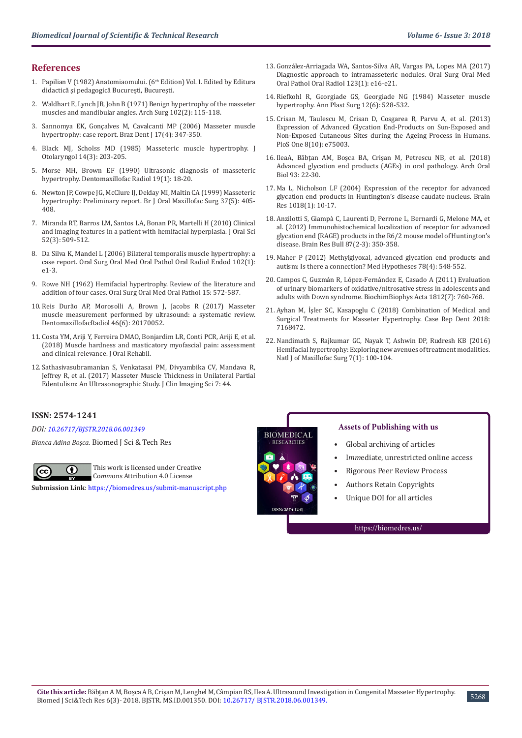## References

1. Papilian V (1982) Anatomiaomului. (6th Edition) Vol. I. Edited by Editura didactică și pedagogică București, București.
2. Waldhart E, Lynch JB, John B (1971) Benign hypertrophy of the masseter muscles and mandibular angles. Arch Surg 102(2): 115-118.
3. Sannomya EK, Gonçalves M, Cavalcanti MP (2006) Masseter muscle hypertrophy: case report. Braz Dent J 17(4): 347-350.
4. Black MJ, Scholss MD (1985) Masseteric muscle hypertrophy. J Otolaryngol 14(3): 203-205.
5. Morse MH, Brown EF (1990) Ultrasonic diagnosis of masseteric hypertrophy. Dentomaxillofac Radiol 19(1): 18-20.
6. Newton JP, Cowpe JG, McClure IJ, Delday MI, Maltin CA (1999) Masseteric hypertrophy: Preliminary report. Br J Oral Maxillofac Surg 37(5): 405-408.
7. Miranda RT, Barros LM, Santos LA, Bonan PR, Martelli H (2010) Clinical and imaging features in a patient with hemifacial hyperplasia. J Oral Sci 52(3): 509-512.
8. Da Silva K, Mandel L (2006) Bilateral temporalis muscle hypertrophy: a case report. Oral Surg Oral Med Oral Pathol Oral Radiol Endod 102(1): e1-3.
9. Rowe NH (1962) Hemifacial hypertrophy. Review of the literature and addition of four cases. Oral Surg Oral Med Oral Pathol 15: 572-587.
10. Reis Durão AP, Morosolli A, Brown J, Jacobs R (2017) Masseter muscle measurement performed by ultrasound: a systematic review. DentomaxillofacRadiol 46(6): 20170052.
11. Costa YM, Ariji Y, Ferreira DMAO, Bonjardim LR, Conti PCR, Ariji E, et al. (2018) Muscle hardness and masticatory myofascial pain: assessment and clinical relevance. J Oral Rehabil.
12. Sathasivasubramanian S, Venkatasai PM, Divyambika CV, Mandava R, Jeffrey R, et al. (2017) Masseter Muscle Thickness in Unilateral Partial Edentulism: An Ultrasonographic Study. J Clin Imaging Sci 7: 44.
13. González-Arriagada WA, Santos-Silva AR, Vargas PA, Lopes MA (2017) Diagnostic approach to intramasseteric nodules. Oral Surg Oral Med Oral Pathol Oral Radiol 123(1): e16-e21.
14. Riefkohl R, Georgiade GS, Georgiade NG (1984) Masseter muscle hypertrophy. Ann Plast Surg 12(6): 528-532.
15. Crisan M, Taulescu M, Crisan D, Cosgarea R, Parvu A, et al. (2013) Expression of Advanced Glycation End-Products on Sun-Exposed and Non-Exposed Cutaneous Sites during the Ageing Process in Humans. PloS One 8(10): e75003.
16. IleaA, Băbțan AM, Boșca BA, Crișan M, Petrescu NB, et al. (2018) Advanced glycation end products (AGEs) in oral pathology. Arch Oral Biol 93: 22-30.
17. Ma L, Nicholson LF (2004) Expression of the receptor for advanced glycation end products in Huntington's disease caudate nucleus. Brain Res 1018(1): 10-17.
18. Anzilotti S, Giampà C, Laurenti D, Perrone L, Bernardi G, Melone MA, et al. (2012) Immunohistochemical localization of receptor for advanced glycation end (RAGE) products in the R6/2 mouse model of Huntington's disease. Brain Res Bull 87(2-3): 350-358.
19. Maher P (2012) Methylglyoxal, advanced glycation end products and autism: Is there a connection? Med Hypotheses 78(4): 548-552.
20. Campos C, Guzmán R, López-Fernández E, Casado A (2011) Evaluation of urinary biomarkers of oxidative/nitrosative stress in adolescents and adults with Down syndrome. BiochimBiophys Acta 1812(7): 760-768.
21. Ayhan M, İşler SC, Kasapoglu C (2018) Combination of Medical and Surgical Treatments for Masseter Hypertrophy. Case Rep Dent 2018: 7168472.
22. Nandimath S, Rajkumar GC, Nayak T, Ashwin DP, Rudresh KB (2016) Hemifacial hypertrophy: Exploring new avenues of treatment modalities. Natl J of Maxillofac Surg 7(1): 100-104.

**ISSN: 2574-1241**

*DOI: 10.26717/BJSTR.2018.06.001349*

*Bianca Adina Boșca.* Biomed J Sci & Tech Res

This work is licensed under Creative Commons Attribution 4.0 License

**Submission Link**: https://biomedres.us/submit-manuscript.php

**Assets of Publishing with us**

- Global archiving of articles
- Immediate, unrestricted online access
- Rigorous Peer Review Process
- Authors Retain Copyrights
- Unique DOI for all articles

https://biomedres.us/

**Cite this article:** Băbțan A M, Boșca A B, Crișan M, Lenghel M, Câmpian RS, Ilea A. Ultrasound Investigation in Congenital Masseter Hypertrophy. Biomed J Sci&Tech Res 6(3)- 2018. BJSTR. MS.ID.001350. DOI: 10.26717/ BJSTR.2018.06.001349.